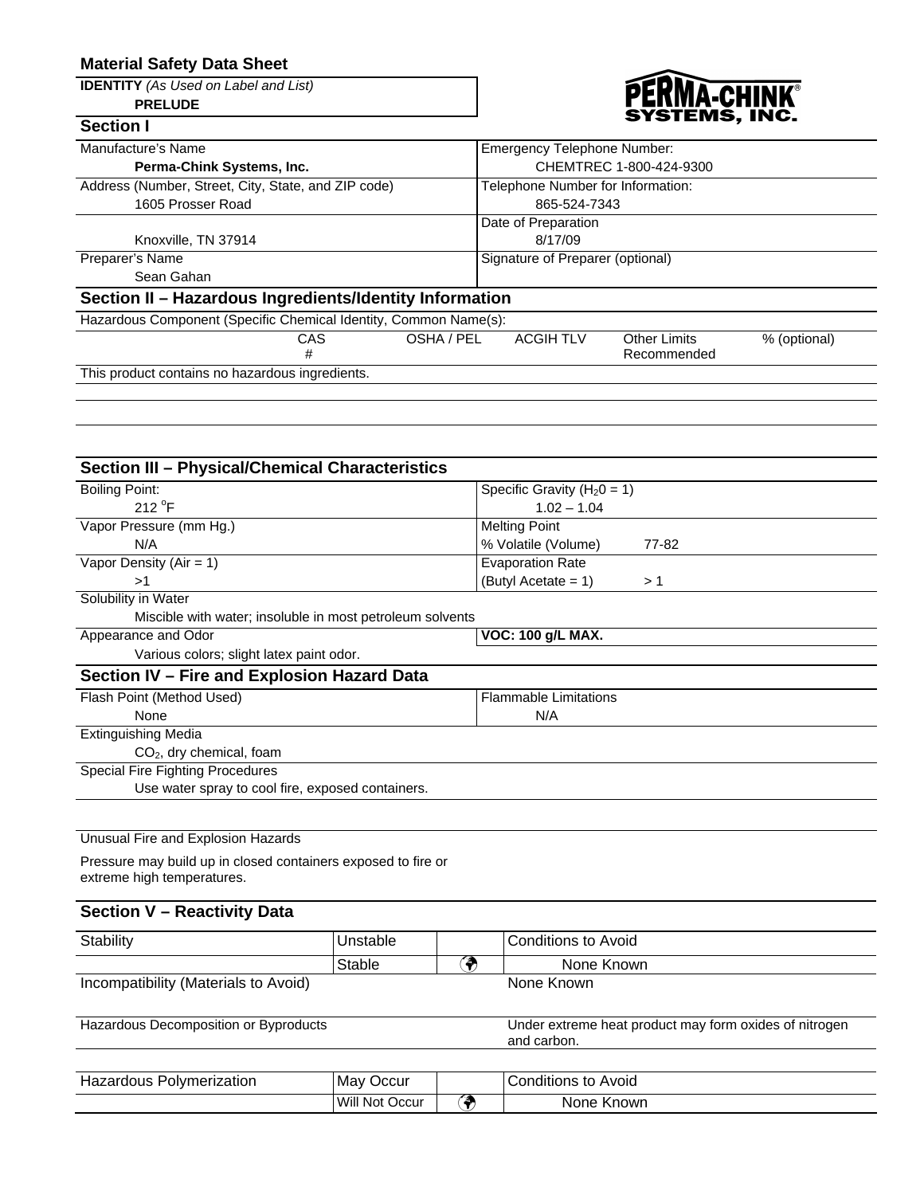# Material Safety Data Sheet

**IDENTITY** *(As Used on Label and List)*
**PRELUDE**

PERMA-CHINK SYSTEMS, INC.

## Section I

| | |
|---|---|
| Manufacture's Name<br>**Perma-Chink Systems, Inc.** | Emergency Telephone Number:<br>CHEMTREC 1-800-424-9300 |
| Address (Number, Street, City, State, and ZIP code)<br>1605 Prosser Road | Telephone Number for Information:<br>865-524-7343 |
| Knoxville, TN 37914 | Date of Preparation<br>8/17/09 |
| Preparer's Name<br>Sean Gahan | Signature of Preparer (optional) |

## Section II – Hazardous Ingredients/Identity Information

| Hazardous Component (Specific Chemical Identity, Common Name(s): | CAS # | OSHA / PEL | ACGIH TLV | Other Limits Recommended | % (optional) |
|---|---|---|---|---|---|
| This product contains no hazardous ingredients. | | | | | |

## Section III – Physical/Chemical Characteristics

| | |
|---|---|
| Boiling Point:<br>212 °F | Specific Gravity ($H_20 = 1$)<br>1.02 – 1.04 |
| Vapor Pressure (mm Hg.)<br>N/A | Melting Point<br>% Volatile (Volume) 77-82 |
| Vapor Density (Air = 1)<br>>1 | Evaporation Rate<br>(Butyl Acetate = 1) > 1 |

Solubility in Water
Miscible with water; insoluble in most petroleum solvents

| | |
|---|---|
| Appearance and Odor<br>Various colors; slight latex paint odor. | **VOC: 100 g/L MAX.** |

## Section IV – Fire and Explosion Hazard Data

| | |
|---|---|
| Flash Point (Method Used)<br>None | Flammable Limitations<br>N/A |

Extinguishing Media
$CO_2$, dry chemical, foam

Special Fire Fighting Procedures
Use water spray to cool fire, exposed containers.

Unusual Fire and Explosion Hazards

Pressure may build up in closed containers exposed to fire or extreme high temperatures.

## Section V – Reactivity Data

| Stability | Unstable | | Conditions to Avoid |
|---|---|---|---|
| | Stable | ✓ | None Known |
| Incompatibility (Materials to Avoid) | | | None Known |
| Hazardous Decomposition or Byproducts | | | Under extreme heat product may form oxides of nitrogen and carbon. |
| Hazardous Polymerization | May Occur | | Conditions to Avoid |
| | Will Not Occur | ✓ | None Known |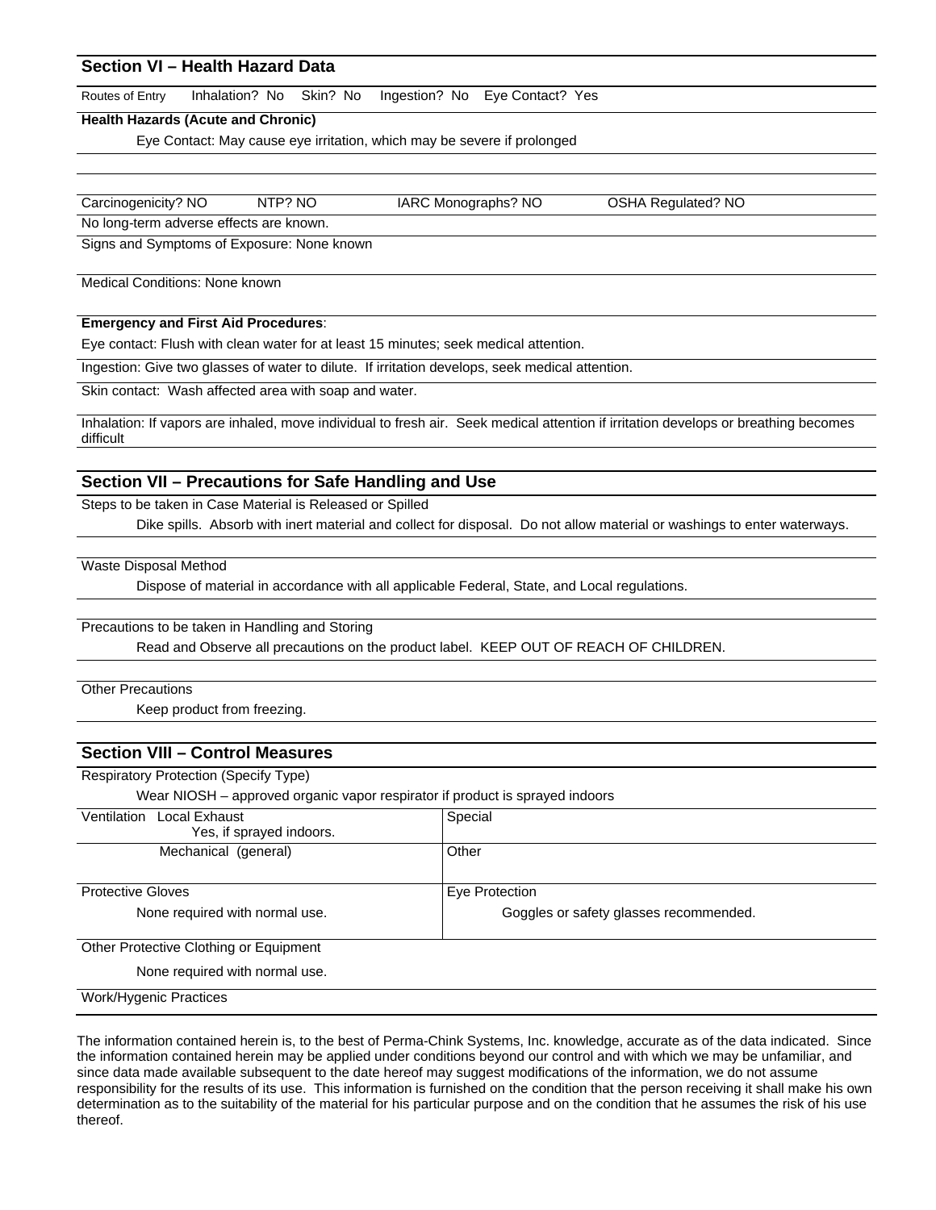## Section VI – Health Hazard Data

Routes of Entry Inhalation? No Skin? No Ingestion? No Eye Contact? Yes

**Health Hazards (Acute and Chronic)**

Eye Contact: May cause eye irritation, which may be severe if prolonged

Carcinogenicity? NO NTP? NO IARC Monographs? NO OSHA Regulated? NO

No long-term adverse effects are known.

Signs and Symptoms of Exposure: None known

Medical Conditions: None known

**Emergency and First Aid Procedures**:

Eye contact: Flush with clean water for at least 15 minutes; seek medical attention.

Ingestion: Give two glasses of water to dilute. If irritation develops, seek medical attention.

Skin contact: Wash affected area with soap and water.

Inhalation: If vapors are inhaled, move individual to fresh air. Seek medical attention if irritation develops or breathing becomes difficult

## Section VII – Precautions for Safe Handling and Use

Steps to be taken in Case Material is Released or Spilled

Dike spills. Absorb with inert material and collect for disposal. Do not allow material or washings to enter waterways.

Waste Disposal Method

Dispose of material in accordance with all applicable Federal, State, and Local regulations.

Precautions to be taken in Handling and Storing

Read and Observe all precautions on the product label. KEEP OUT OF REACH OF CHILDREN.

Other Precautions

Keep product from freezing.

## Section VIII – Control Measures

Respiratory Protection (Specify Type)

Wear NIOSH – approved organic vapor respirator if product is sprayed indoors

| | |
|---|---|
| Ventilation Local Exhaust<br>Yes, if sprayed indoors. | Special |
| Mechanical (general) | Other |
| Protective Gloves<br>None required with normal use. | Eye Protection<br>Goggles or safety glasses recommended. |

Other Protective Clothing or Equipment

None required with normal use.

Work/Hygenic Practices

The information contained herein is, to the best of Perma-Chink Systems, Inc. knowledge, accurate as of the data indicated. Since the information contained herein may be applied under conditions beyond our control and with which we may be unfamiliar, and since data made available subsequent to the date hereof may suggest modifications of the information, we do not assume responsibility for the results of its use. This information is furnished on the condition that the person receiving it shall make his own determination as to the suitability of the material for his particular purpose and on the condition that he assumes the risk of his use thereof.